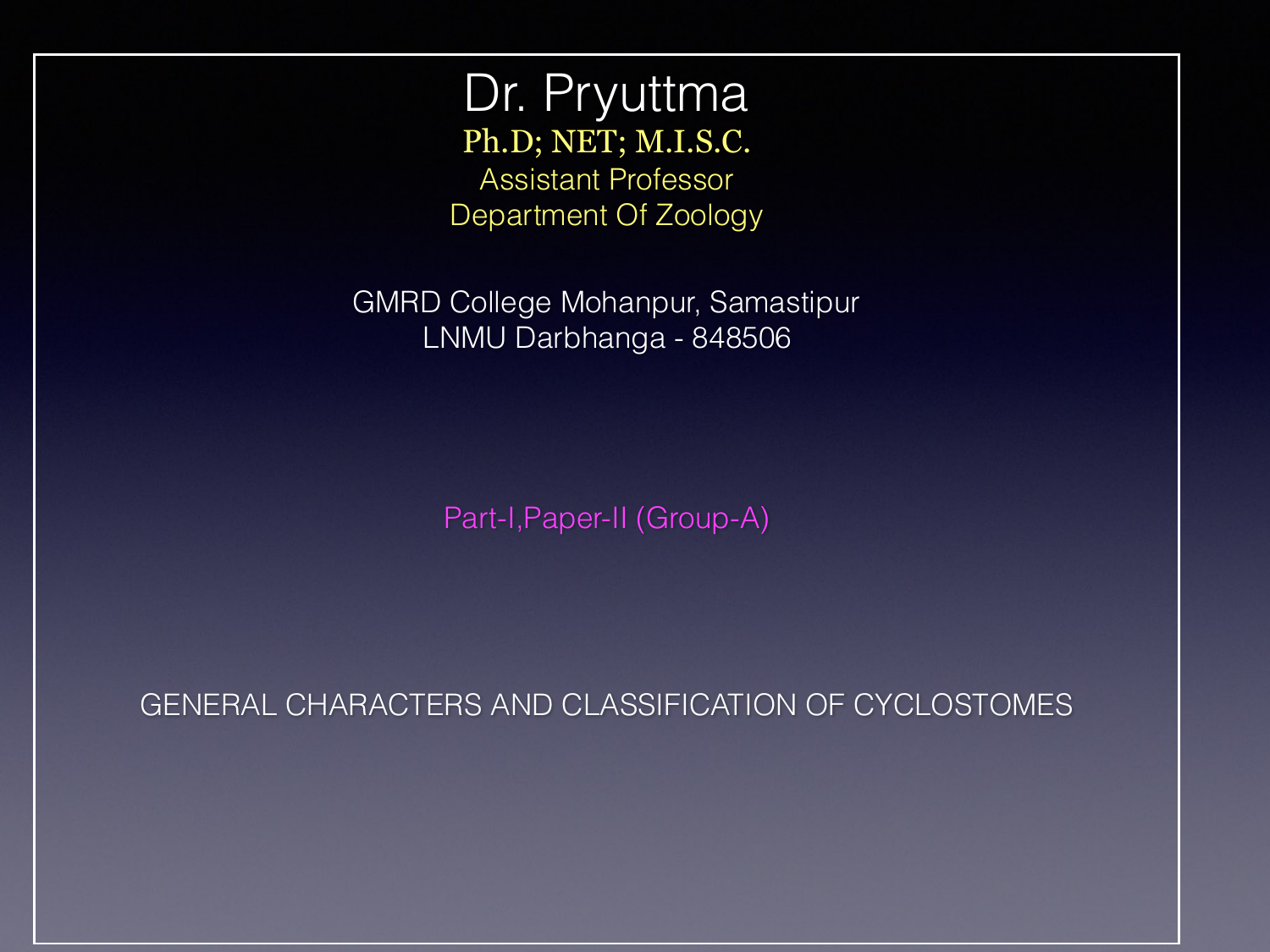# Dr. Pryuttma

**Ph.D; NET; M.I.S.C.**

Assistant Professor

Department Of Zoology

GMRD College Mohanpur, Samastipur

LNMU Darbhanga - 848506

Part-I,Paper-II (Group-A)

## GENERAL CHARACTERS AND CLASSIFICATION OF CYCLOSTOMES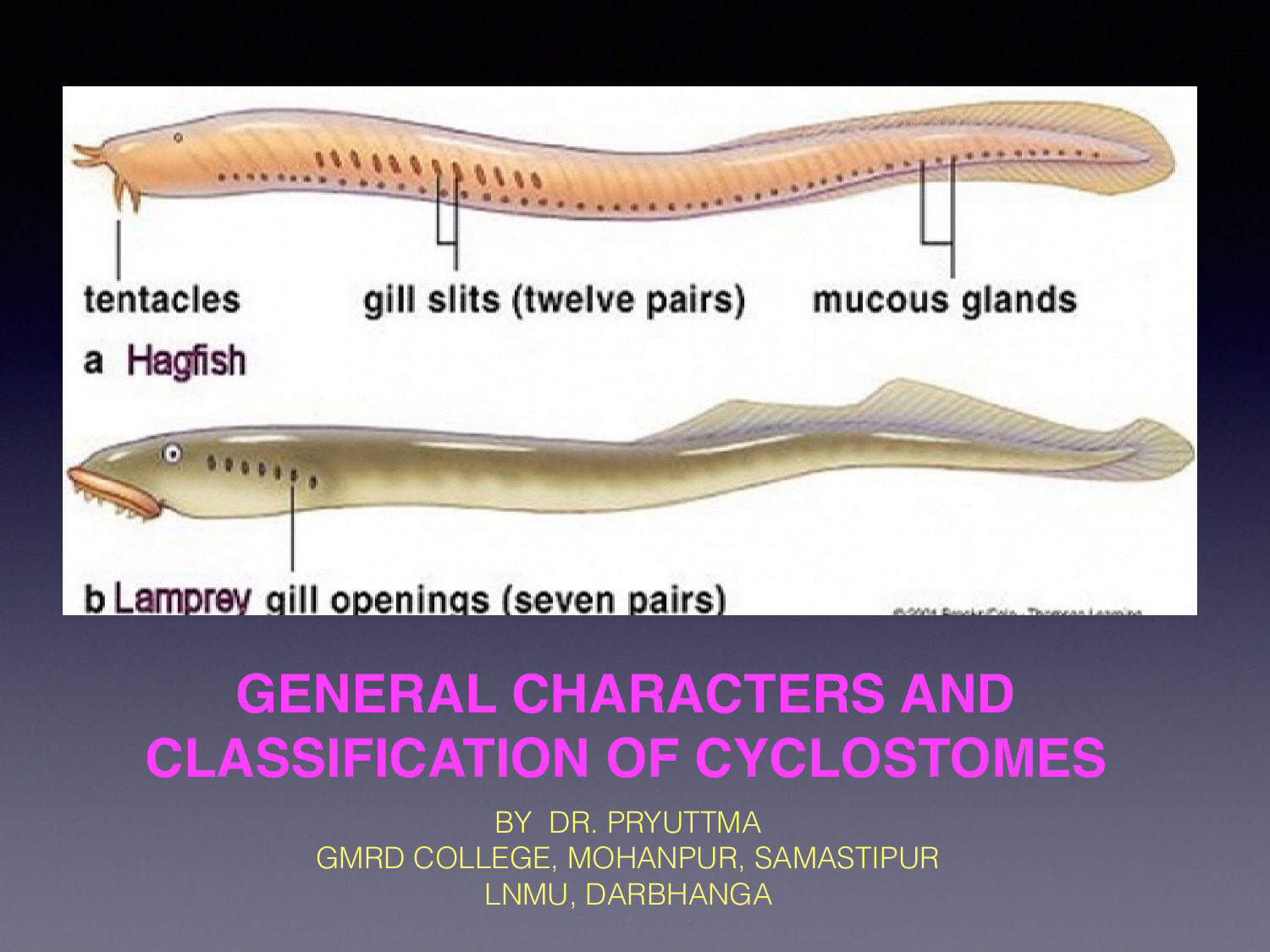tentacles

gill slits (twelve pairs)

mucous glands

a Hagfish

b Lamprey gill openings (seven pairs)

# GENERAL CHARACTERS AND CLASSIFICATION OF CYCLOSTOMES

BY DR. PRYUTTMA

GMRD COLLEGE, MOHANPUR, SAMASTIPUR

LNMU, DARBHANGA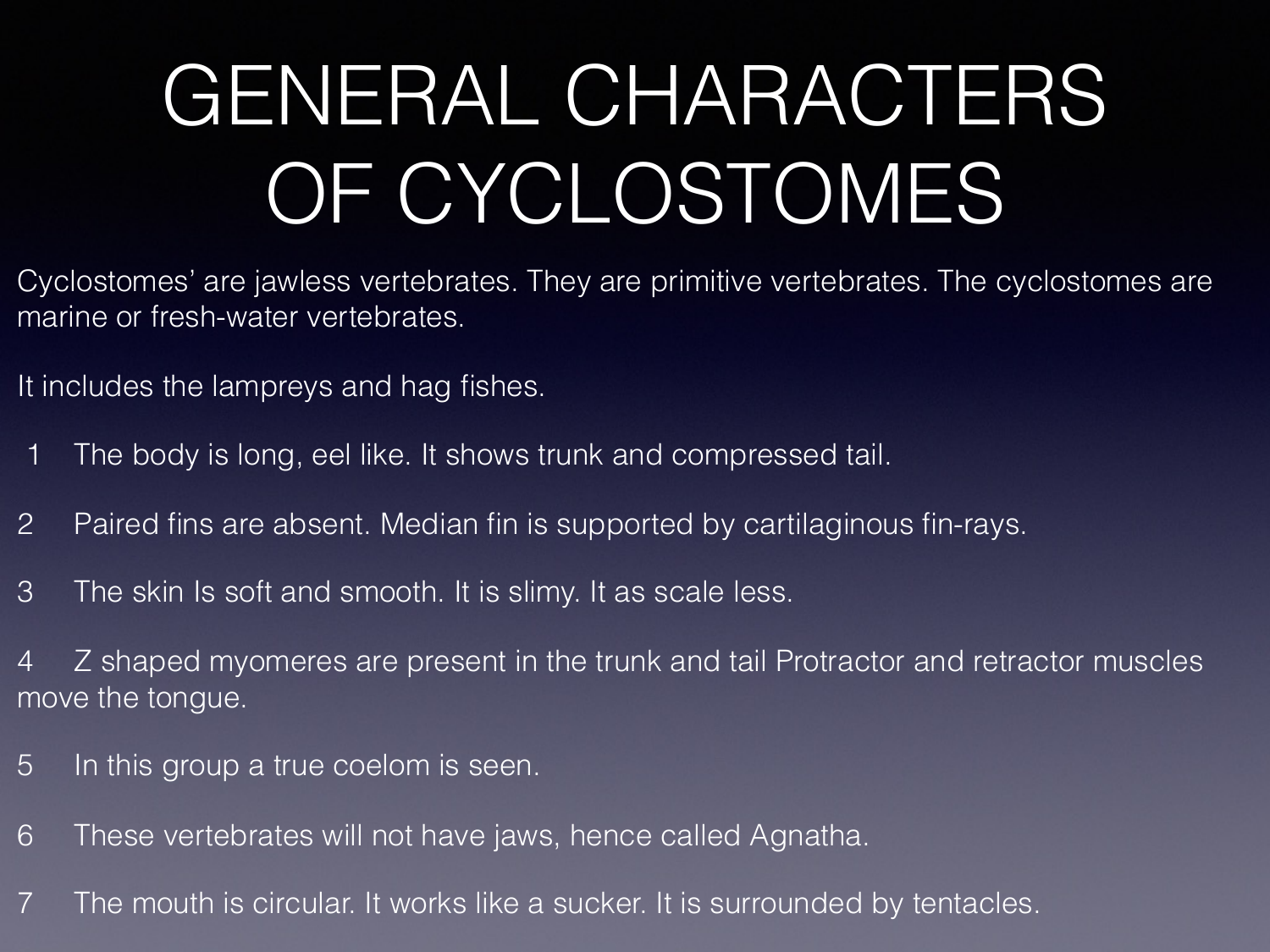# GENERAL CHARACTERS OF CYCLOSTOMES

Cyclostomes' are jawless vertebrates. They are primitive vertebrates. The cyclostomes are marine or fresh-water vertebrates.

It includes the lampreys and hag fishes.

1. The body is long, eel like. It shows trunk and compressed tail.
2. Paired fins are absent. Median fin is supported by cartilaginous fin-rays.
3. The skin Is soft and smooth. It is slimy. It as scale less.
4. Z shaped myomeres are present in the trunk and tail Protractor and retractor muscles move the tongue.
5. In this group a true coelom is seen.
6. These vertebrates will not have jaws, hence called Agnatha.
7. The mouth is circular. It works like a sucker. It is surrounded by tentacles.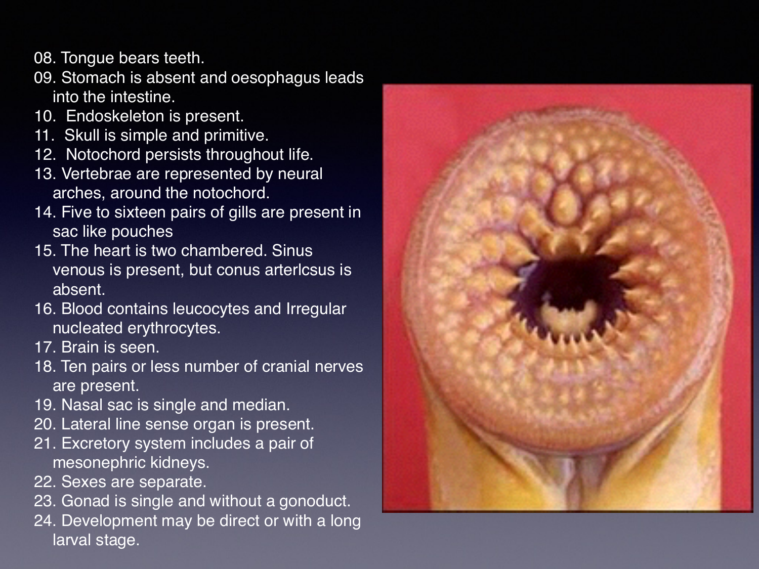08. Tongue bears teeth.
09. Stomach is absent and oesophagus leads into the intestine.
10. Endoskeleton is present.
11. Skull is simple and primitive.
12. Notochord persists throughout life.
13. Vertebrae are represented by neural arches, around the notochord.
14. Five to sixteen pairs of gills are present in sac like pouches
15. The heart is two chambered. Sinus venous is present, but conus arterlcsus is absent.
16. Blood contains leucocytes and Irregular nucleated erythrocytes.
17. Brain is seen.
18. Ten pairs or less number of cranial nerves are present.
19. Nasal sac is single and median.
20. Lateral line sense organ is present.
21. Excretory system includes a pair of mesonephric kidneys.
22. Sexes are separate.
23. Gonad is single and without a gonoduct.
24. Development may be direct or with a long larval stage.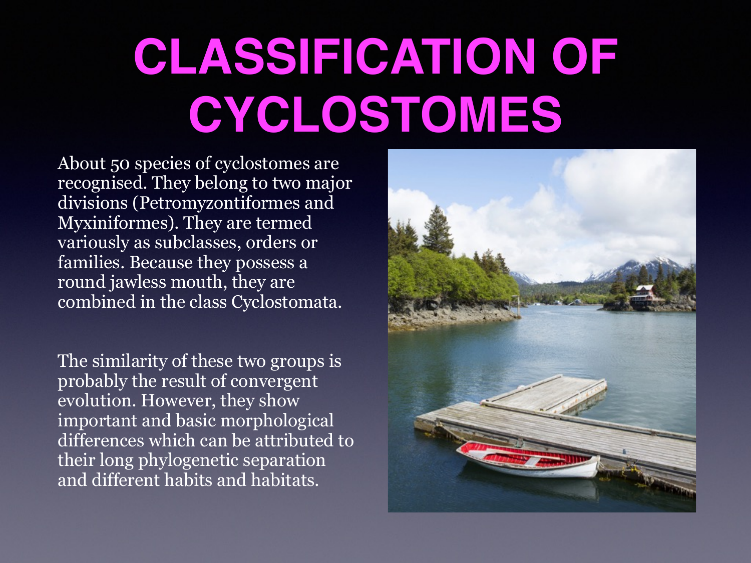# CLASSIFICATION OF CYCLOSTOMES

About 50 species of cyclostomes are recognised. They belong to two major divisions (Petromyzontiformes and Myxiniformes). They are termed variously as subclasses, orders or families. Because they possess a round jawless mouth, they are combined in the class Cyclostomata.

The similarity of these two groups is probably the result of convergent evolution. However, they show important and basic morphological differences which can be attributed to their long phylogenetic separation and different habits and habitats.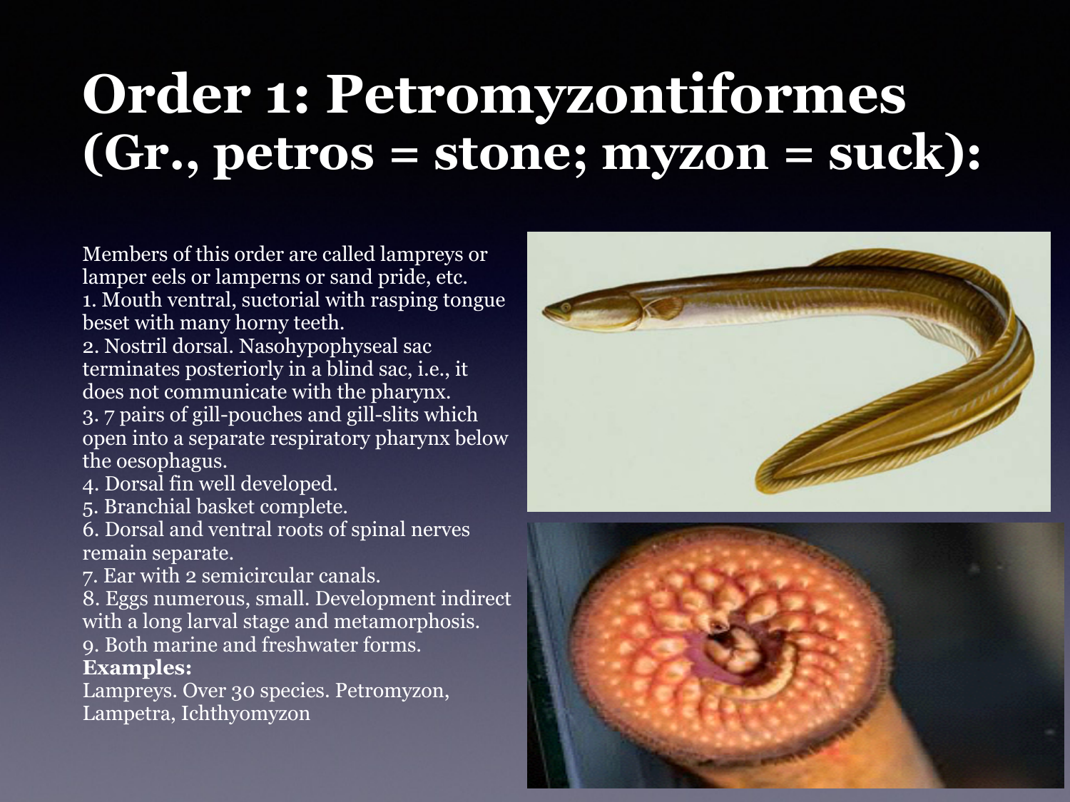# Order 1: Petromyzontiformes (Gr., petros = stone; myzon = suck):

Members of this order are called lampreys or lamper eels or lamperns or sand pride, etc.

1. Mouth ventral, suctorial with rasping tongue beset with many horny teeth.
2. Nostril dorsal. Nasohypophyseal sac terminates posteriorly in a blind sac, i.e., it does not communicate with the pharynx.
3. 7 pairs of gill-pouches and gill-slits which open into a separate respiratory pharynx below the oesophagus.
4. Dorsal fin well developed.
5. Branchial basket complete.
6. Dorsal and ventral roots of spinal nerves remain separate.
7. Ear with 2 semicircular canals.
8. Eggs numerous, small. Development indirect with a long larval stage and metamorphosis.
9. Both marine and freshwater forms.

**Examples:**

Lampreys. Over 30 species. Petromyzon, Lampetra, Ichthyomyzon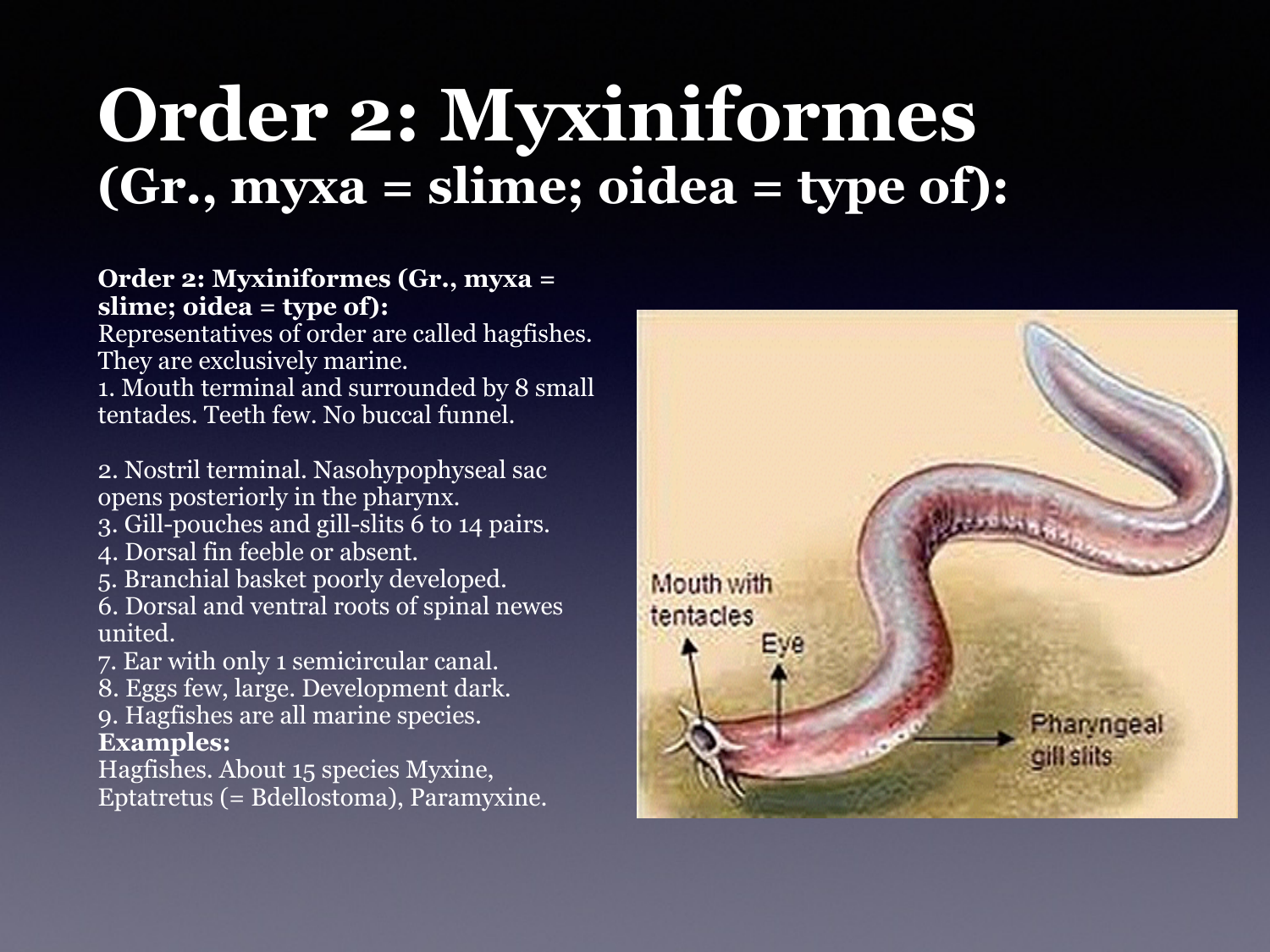# Order 2: Myxiniformes (Gr., myxa = slime; oidea = type of):

**Order 2: Myxiniformes (Gr., myxa = slime; oidea = type of):**
Representatives of order are called hagfishes. They are exclusively marine.
1. Mouth terminal and surrounded by 8 small tentades. Teeth few. No buccal funnel.

2. Nostril terminal. Nasohypophyseal sac opens posteriorly in the pharynx.
3. Gill-pouches and gill-slits 6 to 14 pairs.
4. Dorsal fin feeble or absent.
5. Branchial basket poorly developed.
6. Dorsal and ventral roots of spinal newes united.
7. Ear with only 1 semicircular canal.
8. Eggs few, large. Development dark.
9. Hagfishes are all marine species.

**Examples:**
Hagfishes. About 15 species Myxine, Eptatretus (= Bdellostoma), Paramyxine.

Mouth with tentacles
Eye
Pharyngeal gill slits